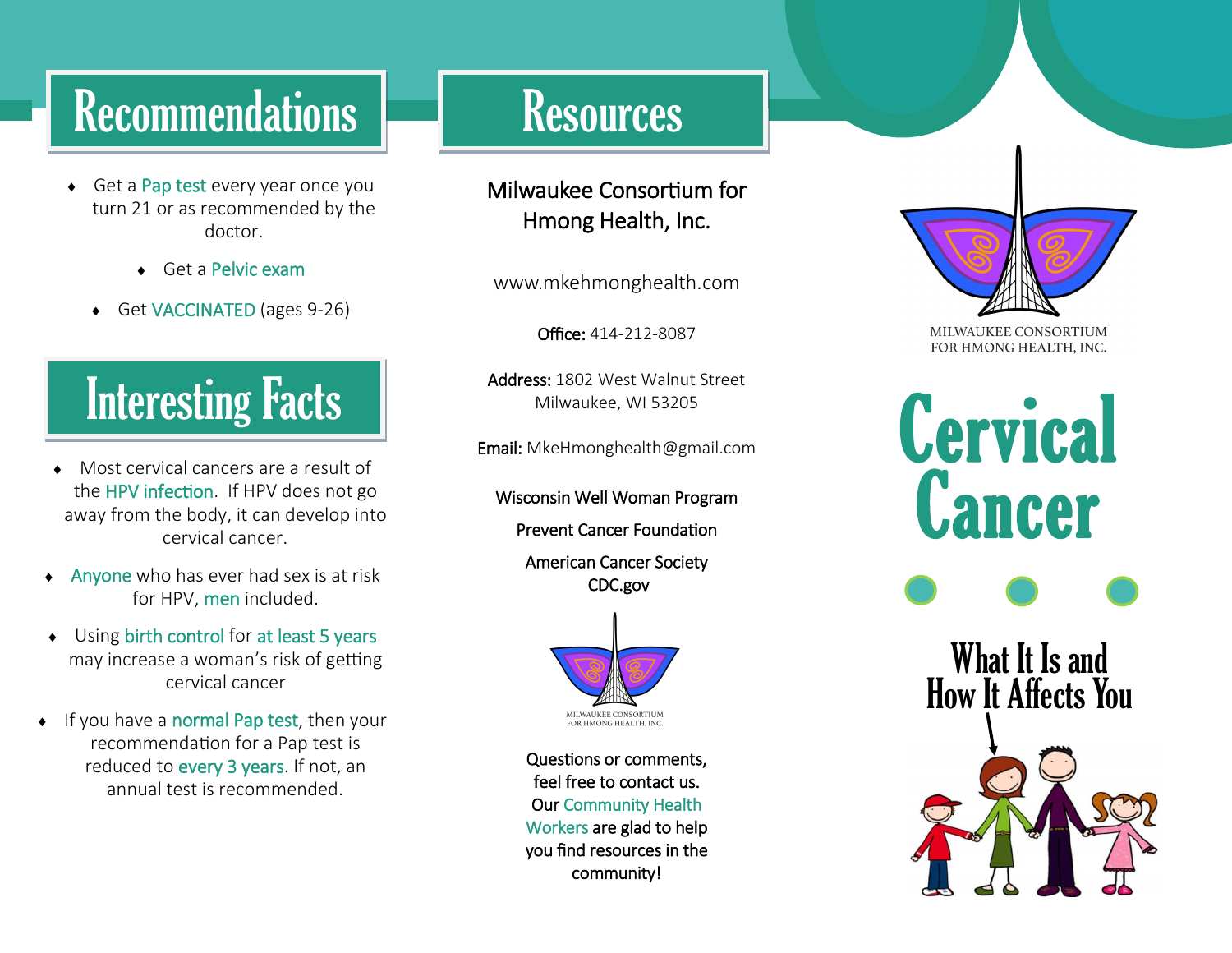## Recommendations

- Get a Pap test every year once you turn 21 or as recommended by the doctor.
- Get a Pelvic exam
- Get VACCINATED (ages 9-26)

## Interesting Facts

- Most cervical cancers are a result of the HPV infection. If HPV does not go away from the body, it can develop into cervical cancer.
- Anyone who has ever had sex is at risk for HPV, men included.
- Using birth control for at least 5 years may increase a woman's risk of getting cervical cancer
- If you have a normal Pap test, then your recommendation for a Pap test is reduced to every 3 years. If not, an annual test is recommended.

## Resources

Milwaukee Consortium for Hmong Health, Inc.

www.mkehmonghealth.com

**Office:** 414-212-8087

**Address:** 1802 West Walnut Street
Milwaukee, WI 53205

**Email:** MkeHmonghealth@gmail.com

Wisconsin Well Woman Program

Prevent Cancer Foundation

American Cancer Society

CDC.gov

MILWAUKEE CONSORTIUM FOR HMONG HEALTH, INC.

Questions or comments, feel free to contact us. Our Community Health Workers are glad to help you find resources in the community!

MILWAUKEE CONSORTIUM FOR HMONG HEALTH, INC.

# Cervical Cancer

## What It Is and How It Affects You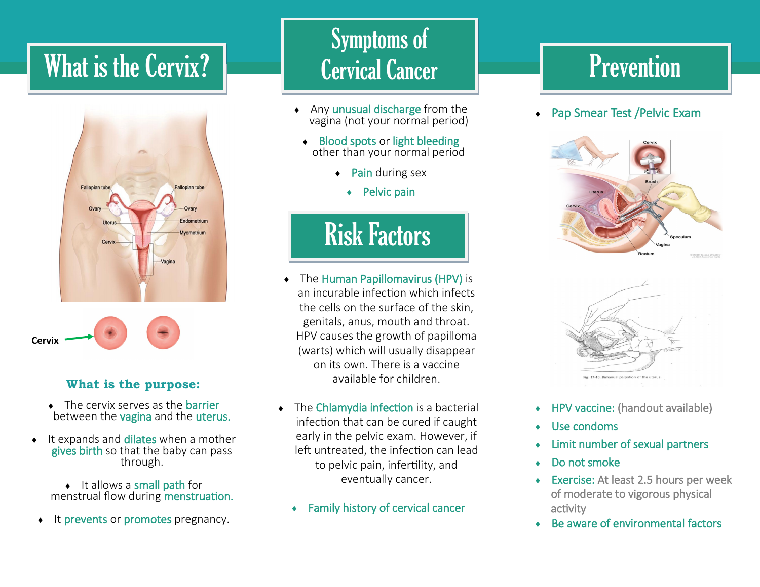# What is the Cervix?

Cervix

### What is the purpose:

- The cervix serves as the barrier between the vagina and the uterus.
- It expands and dilates when a mother gives birth so that the baby can pass through.
- It allows a small path for menstrual flow during menstruation.
- It prevents or promotes pregnancy.

# Symptoms of Cervical Cancer

- Any unusual discharge from the vagina (not your normal period)
- Blood spots or light bleeding other than your normal period
- Pain during sex
- Pelvic pain

# Risk Factors

- The Human Papillomavirus (HPV) is an incurable infection which infects the cells on the surface of the skin, genitals, anus, mouth and throat. HPV causes the growth of papilloma (warts) which will usually disappear on its own. There is a vaccine available for children.
- The Chlamydia infection is a bacterial infection that can be cured if caught early in the pelvic exam. However, if left untreated, the infection can lead to pelvic pain, infertility, and eventually cancer.
- Family history of cervical cancer

# Prevention

- Pap Smear Test /Pelvic Exam
- HPV vaccine: (handout available)
- Use condoms
- Limit number of sexual partners
- Do not smoke
- Exercise: At least 2.5 hours per week of moderate to vigorous physical activity
- Be aware of environmental factors